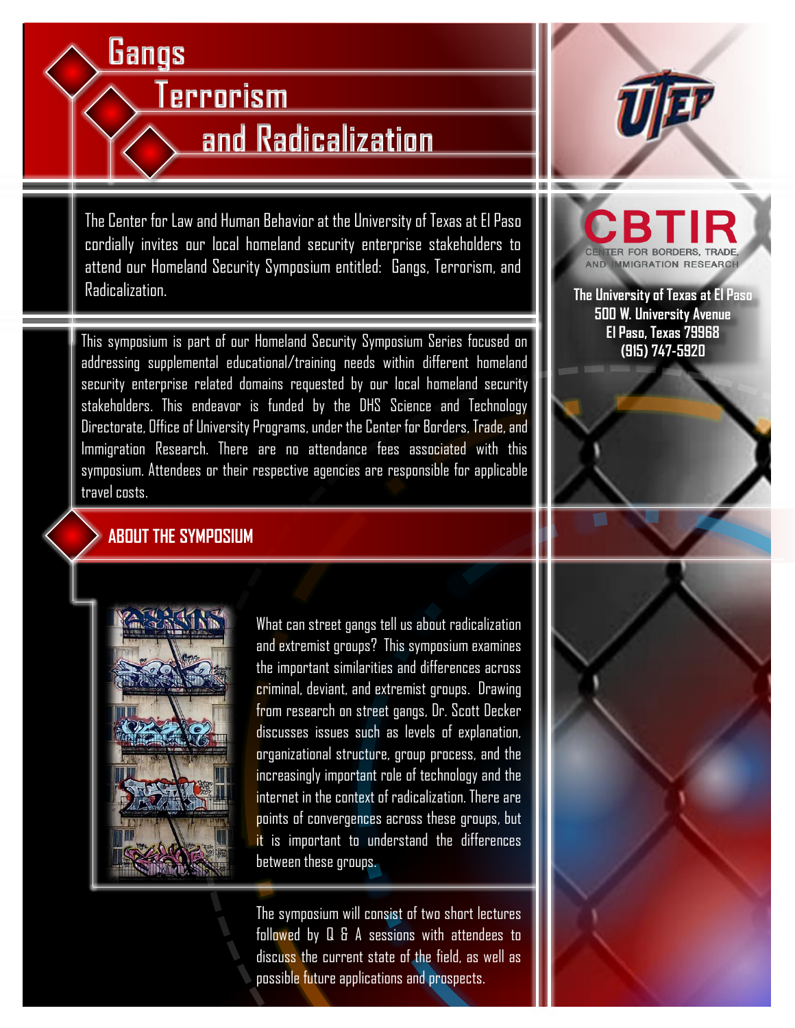# Gangs Terrorism and Radicalization

UTEP

CBTIR
CENTER FOR BORDERS, TRADE, AND IMMIGRATION RESEARCH

**The University of Texas at El Paso**
**500 W. University Avenue**
**El Paso, Texas 79968**
**(915) 747-5920**

The Center for Law and Human Behavior at the University of Texas at El Paso cordially invites our local homeland security enterprise stakeholders to attend our Homeland Security Symposium entitled: Gangs, Terrorism, and Radicalization.

This symposium is part of our Homeland Security Symposium Series focused on addressing supplemental educational/training needs within different homeland security enterprise related domains requested by our local homeland security stakeholders. This endeavor is funded by the DHS Science and Technology Directorate, Office of University Programs, under the Center for Borders, Trade, and Immigration Research. There are no attendance fees associated with this symposium. Attendees or their respective agencies are responsible for applicable travel costs.

## ABOUT THE SYMPOSIUM

What can street gangs tell us about radicalization and extremist groups? This symposium examines the important similarities and differences across criminal, deviant, and extremist groups. Drawing from research on street gangs, Dr. Scott Decker discusses issues such as levels of explanation, organizational structure, group process, and the increasingly important role of technology and the internet in the context of radicalization. There are points of convergences across these groups, but it is important to understand the differences between these groups.

The symposium will consist of two short lectures followed by Q & A sessions with attendees to discuss the current state of the field, as well as possible future applications and prospects.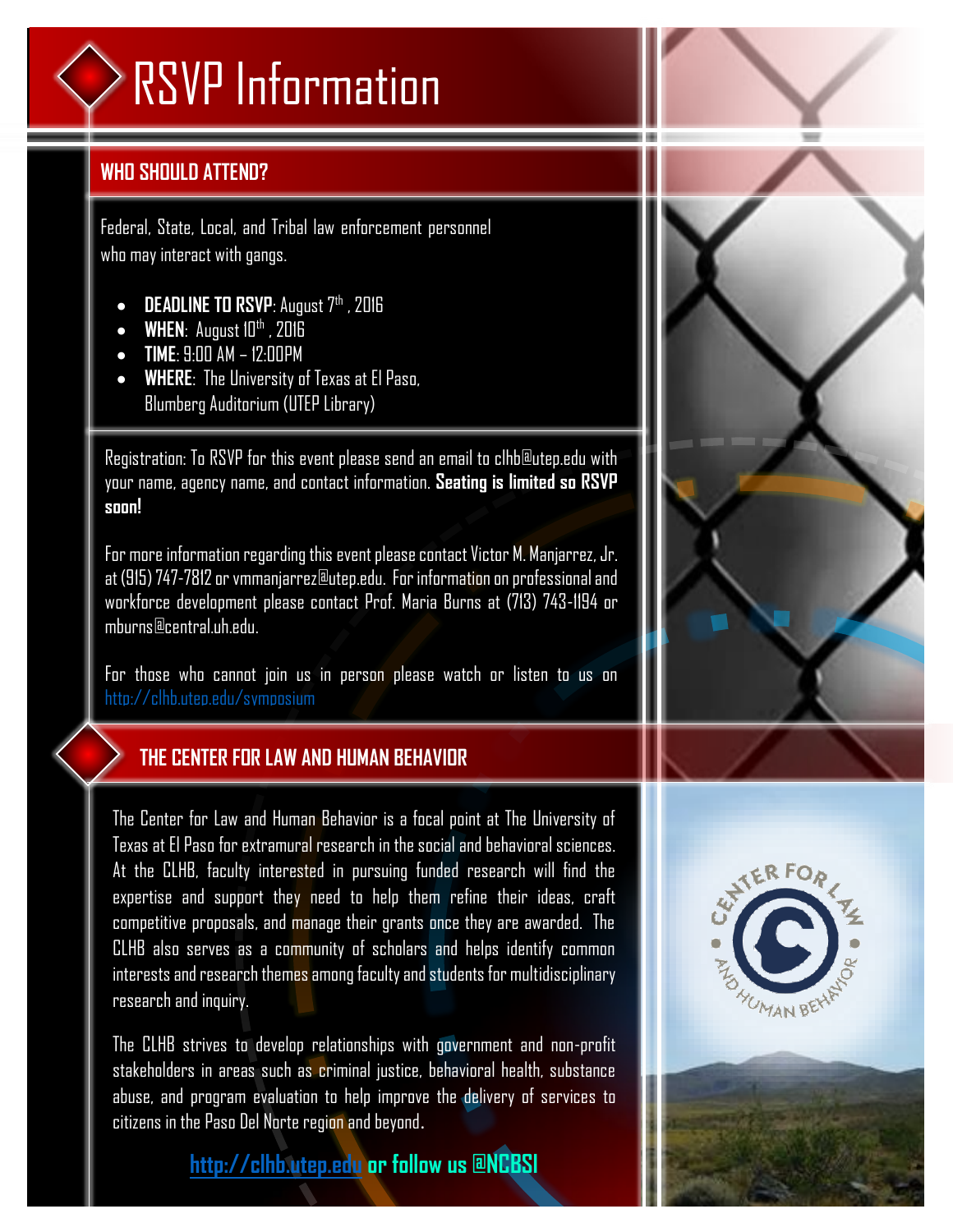# RSVP Information

## WHO SHOULD ATTEND?

Federal, State, Local, and Tribal law enforcement personnel who may interact with gangs.

- **DEADLINE TO RSVP**: August 7th , 2016
- **WHEN**: August 10th , 2016
- **TIME**: 9:00 AM – 12:00PM
- **WHERE**: The University of Texas at El Paso, Blumberg Auditorium (UTEP Library)

Registration: To RSVP for this event please send an email to clhb@utep.edu with your name, agency name, and contact information. **Seating is limited so RSVP soon!**

For more information regarding this event please contact Victor M. Manjarrez, Jr. at (915) 747-7812 or vmmanjarrez@utep.edu. For information on professional and workforce development please contact Prof. Maria Burns at (713) 743-1194 or mburns@central.uh.edu.

For those who cannot join us in person please watch or listen to us on http://clhb.utep.edu/symposium

## THE CENTER FOR LAW AND HUMAN BEHAVIOR

The Center for Law and Human Behavior is a focal point at The University of Texas at El Paso for extramural research in the social and behavioral sciences. At the CLHB, faculty interested in pursuing funded research will find the expertise and support they need to help them refine their ideas, craft competitive proposals, and manage their grants once they are awarded. The CLHB also serves as a community of scholars and helps identify common interests and research themes among faculty and students for multidisciplinary research and inquiry.

The CLHB strives to develop relationships with government and non-profit stakeholders in areas such as criminal justice, behavioral health, substance abuse, and program evaluation to help improve the delivery of services to citizens in the Paso Del Norte region and beyond.

**http://clhb.utep.edu or follow us @NCBSI**